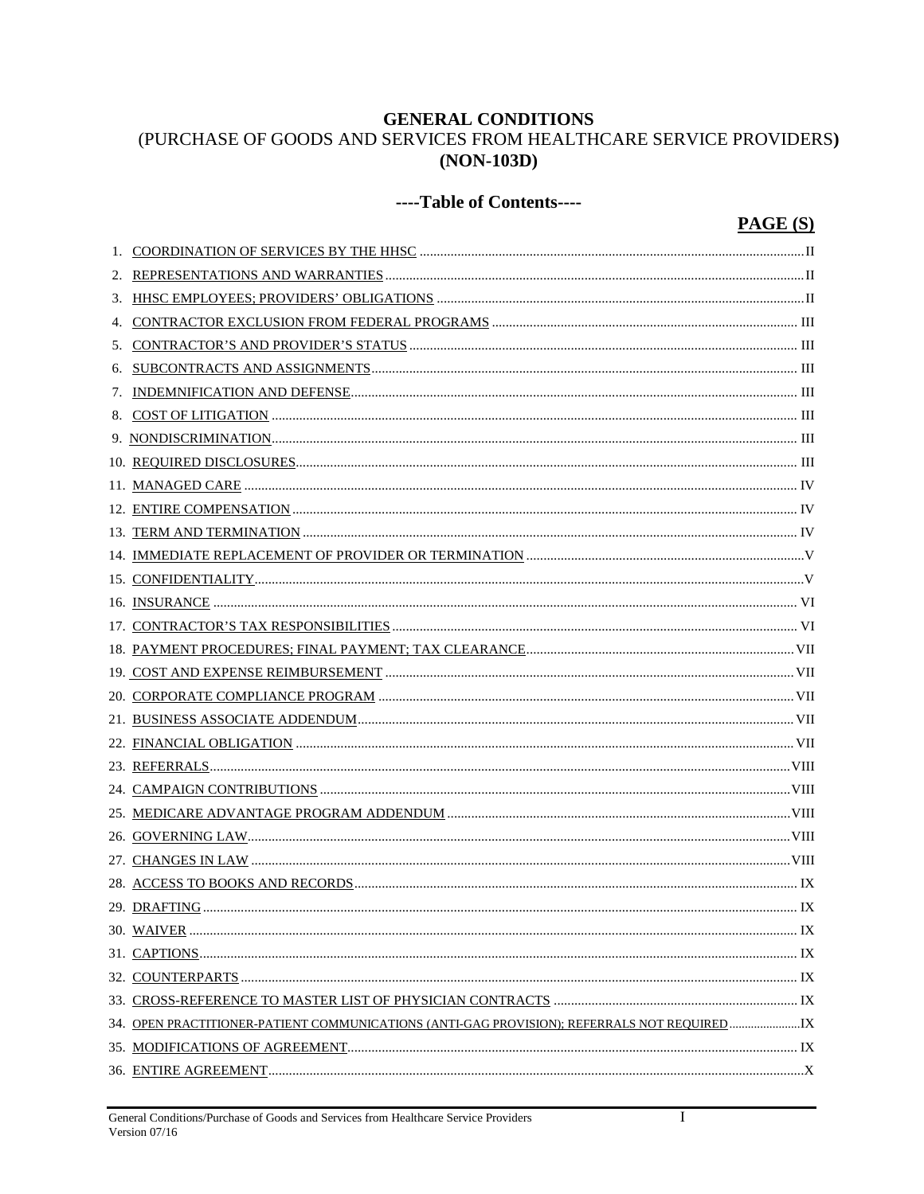# GENERAL CONDITIONS
## (PURCHASE OF GOODS AND SERVICES FROM HEALTHCARE SERVICE PROVIDERS)
## (NON-103D)

### ----Table of Contents----

| | PAGE (S) |
|---|---|
| 1. COORDINATION OF SERVICES BY THE HHSC | II |
| 2. REPRESENTATIONS AND WARRANTIES | II |
| 3. HHSC EMPLOYEES; PROVIDERS' OBLIGATIONS | II |
| 4. CONTRACTOR EXCLUSION FROM FEDERAL PROGRAMS | III |
| 5. CONTRACTOR'S AND PROVIDER'S STATUS | III |
| 6. SUBCONTRACTS AND ASSIGNMENTS | III |
| 7. INDEMNIFICATION AND DEFENSE | III |
| 8. COST OF LITIGATION | III |
| 9. NONDISCRIMINATION | III |
| 10. REQUIRED DISCLOSURES | III |
| 11. MANAGED CARE | IV |
| 12. ENTIRE COMPENSATION | IV |
| 13. TERM AND TERMINATION | IV |
| 14. IMMEDIATE REPLACEMENT OF PROVIDER OR TERMINATION | V |
| 15. CONFIDENTIALITY | V |
| 16. INSURANCE | VI |
| 17. CONTRACTOR'S TAX RESPONSIBILITIES | VI |
| 18. PAYMENT PROCEDURES; FINAL PAYMENT; TAX CLEARANCE | VII |
| 19. COST AND EXPENSE REIMBURSEMENT | VII |
| 20. CORPORATE COMPLIANCE PROGRAM | VII |
| 21. BUSINESS ASSOCIATE ADDENDUM | VII |
| 22. FINANCIAL OBLIGATION | VII |
| 23. REFERRALS | VIII |
| 24. CAMPAIGN CONTRIBUTIONS | VIII |
| 25. MEDICARE ADVANTAGE PROGRAM ADDENDUM | VIII |
| 26. GOVERNING LAW | VIII |
| 27. CHANGES IN LAW | VIII |
| 28. ACCESS TO BOOKS AND RECORDS | IX |
| 29. DRAFTING | IX |
| 30. WAIVER | IX |
| 31. CAPTIONS | IX |
| 32. COUNTERPARTS | IX |
| 33. CROSS-REFERENCE TO MASTER LIST OF PHYSICIAN CONTRACTS | IX |
| 34. OPEN PRACTITIONER-PATIENT COMMUNICATIONS (ANTI-GAG PROVISION); REFERRALS NOT REQUIRED | IX |
| 35. MODIFICATIONS OF AGREEMENT | IX |
| 36. ENTIRE AGREEMENT | X |

General Conditions/Purchase of Goods and Services from Healthcare Service Providers
Version 07/16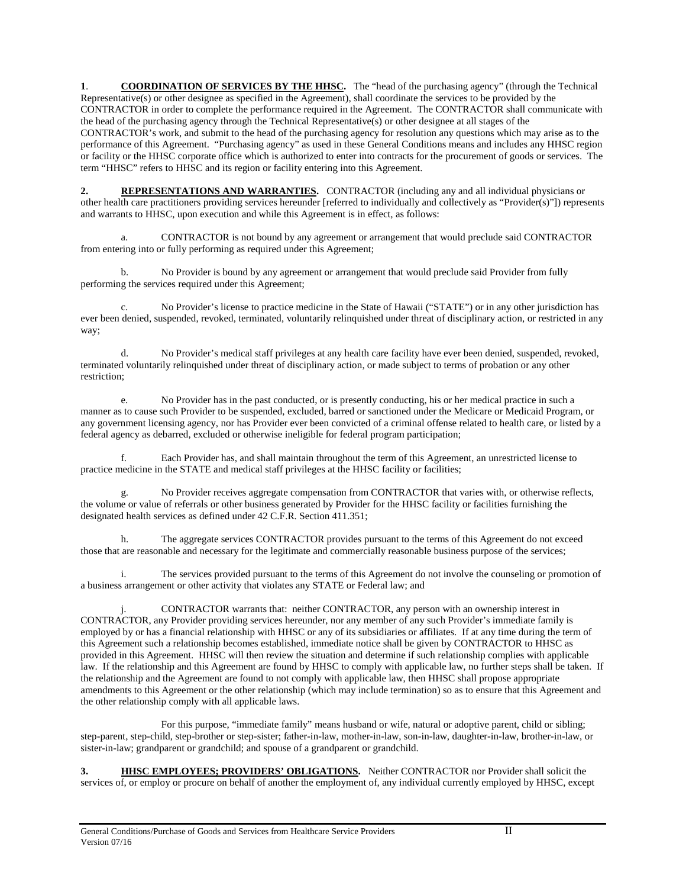**1**. **COORDINATION OF SERVICES BY THE HHSC.** The "head of the purchasing agency" (through the Technical Representative(s) or other designee as specified in the Agreement), shall coordinate the services to be provided by the CONTRACTOR in order to complete the performance required in the Agreement. The CONTRACTOR shall communicate with the head of the purchasing agency through the Technical Representative(s) or other designee at all stages of the CONTRACTOR's work, and submit to the head of the purchasing agency for resolution any questions which may arise as to the performance of this Agreement. "Purchasing agency" as used in these General Conditions means and includes any HHSC region or facility or the HHSC corporate office which is authorized to enter into contracts for the procurement of goods or services. The term "HHSC" refers to HHSC and its region or facility entering into this Agreement.

**2.** **REPRESENTATIONS AND WARRANTIES.** CONTRACTOR (including any and all individual physicians or other health care practitioners providing services hereunder [referred to individually and collectively as "Provider(s)"]) represents and warrants to HHSC, upon execution and while this Agreement is in effect, as follows:

a. CONTRACTOR is not bound by any agreement or arrangement that would preclude said CONTRACTOR from entering into or fully performing as required under this Agreement;

b. No Provider is bound by any agreement or arrangement that would preclude said Provider from fully performing the services required under this Agreement;

c. No Provider's license to practice medicine in the State of Hawaii ("STATE") or in any other jurisdiction has ever been denied, suspended, revoked, terminated, voluntarily relinquished under threat of disciplinary action, or restricted in any way;

d. No Provider's medical staff privileges at any health care facility have ever been denied, suspended, revoked, terminated voluntarily relinquished under threat of disciplinary action, or made subject to terms of probation or any other restriction;

e. No Provider has in the past conducted, or is presently conducting, his or her medical practice in such a manner as to cause such Provider to be suspended, excluded, barred or sanctioned under the Medicare or Medicaid Program, or any government licensing agency, nor has Provider ever been convicted of a criminal offense related to health care, or listed by a federal agency as debarred, excluded or otherwise ineligible for federal program participation;

f. Each Provider has, and shall maintain throughout the term of this Agreement, an unrestricted license to practice medicine in the STATE and medical staff privileges at the HHSC facility or facilities;

g. No Provider receives aggregate compensation from CONTRACTOR that varies with, or otherwise reflects, the volume or value of referrals or other business generated by Provider for the HHSC facility or facilities furnishing the designated health services as defined under 42 C.F.R. Section 411.351;

h. The aggregate services CONTRACTOR provides pursuant to the terms of this Agreement do not exceed those that are reasonable and necessary for the legitimate and commercially reasonable business purpose of the services;

i. The services provided pursuant to the terms of this Agreement do not involve the counseling or promotion of a business arrangement or other activity that violates any STATE or Federal law; and

j. CONTRACTOR warrants that: neither CONTRACTOR, any person with an ownership interest in CONTRACTOR, any Provider providing services hereunder, nor any member of any such Provider's immediate family is employed by or has a financial relationship with HHSC or any of its subsidiaries or affiliates. If at any time during the term of this Agreement such a relationship becomes established, immediate notice shall be given by CONTRACTOR to HHSC as provided in this Agreement. HHSC will then review the situation and determine if such relationship complies with applicable law. If the relationship and this Agreement are found by HHSC to comply with applicable law, no further steps shall be taken. If the relationship and the Agreement are found to not comply with applicable law, then HHSC shall propose appropriate amendments to this Agreement or the other relationship (which may include termination) so as to ensure that this Agreement and the other relationship comply with all applicable laws.

For this purpose, "immediate family" means husband or wife, natural or adoptive parent, child or sibling; step-parent, step-child, step-brother or step-sister; father-in-law, mother-in-law, son-in-law, daughter-in-law, brother-in-law, or sister-in-law; grandparent or grandchild; and spouse of a grandparent or grandchild.

**3.** **HHSC EMPLOYEES; PROVIDERS' OBLIGATIONS.** Neither CONTRACTOR nor Provider shall solicit the services of, or employ or procure on behalf of another the employment of, any individual currently employed by HHSC, except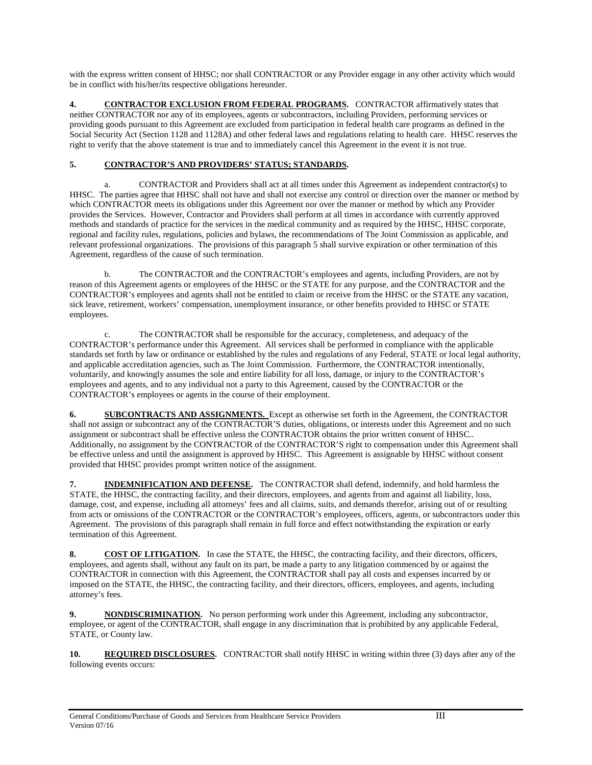with the express written consent of HHSC; nor shall CONTRACTOR or any Provider engage in any other activity which would be in conflict with his/her/its respective obligations hereunder.

**4. CONTRACTOR EXCLUSION FROM FEDERAL PROGRAMS.** CONTRACTOR affirmatively states that neither CONTRACTOR nor any of its employees, agents or subcontractors, including Providers, performing services or providing goods pursuant to this Agreement are excluded from participation in federal health care programs as defined in the Social Security Act (Section 1128 and 1128A) and other federal laws and regulations relating to health care. HHSC reserves the right to verify that the above statement is true and to immediately cancel this Agreement in the event it is not true.

**5. CONTRACTOR'S AND PROVIDERS' STATUS; STANDARDS.**

a. CONTRACTOR and Providers shall act at all times under this Agreement as independent contractor(s) to HHSC. The parties agree that HHSC shall not have and shall not exercise any control or direction over the manner or method by which CONTRACTOR meets its obligations under this Agreement nor over the manner or method by which any Provider provides the Services. However, Contractor and Providers shall perform at all times in accordance with currently approved methods and standards of practice for the services in the medical community and as required by the HHSC, HHSC corporate, regional and facility rules, regulations, policies and bylaws, the recommendations of The Joint Commission as applicable, and relevant professional organizations. The provisions of this paragraph 5 shall survive expiration or other termination of this Agreement, regardless of the cause of such termination.

b. The CONTRACTOR and the CONTRACTOR's employees and agents, including Providers, are not by reason of this Agreement agents or employees of the HHSC or the STATE for any purpose, and the CONTRACTOR and the CONTRACTOR's employees and agents shall not be entitled to claim or receive from the HHSC or the STATE any vacation, sick leave, retirement, workers' compensation, unemployment insurance, or other benefits provided to HHSC or STATE employees.

c. The CONTRACTOR shall be responsible for the accuracy, completeness, and adequacy of the CONTRACTOR's performance under this Agreement. All services shall be performed in compliance with the applicable standards set forth by law or ordinance or established by the rules and regulations of any Federal, STATE or local legal authority, and applicable accreditation agencies, such as The Joint Commission. Furthermore, the CONTRACTOR intentionally, voluntarily, and knowingly assumes the sole and entire liability for all loss, damage, or injury to the CONTRACTOR's employees and agents, and to any individual not a party to this Agreement, caused by the CONTRACTOR or the CONTRACTOR's employees or agents in the course of their employment.

**6. SUBCONTRACTS AND ASSIGNMENTS.** Except as otherwise set forth in the Agreement, the CONTRACTOR shall not assign or subcontract any of the CONTRACTOR'S duties, obligations, or interests under this Agreement and no such assignment or subcontract shall be effective unless the CONTRACTOR obtains the prior written consent of HHSC.. Additionally, no assignment by the CONTRACTOR of the CONTRACTOR'S right to compensation under this Agreement shall be effective unless and until the assignment is approved by HHSC. This Agreement is assignable by HHSC without consent provided that HHSC provides prompt written notice of the assignment.

**7. INDEMNIFICATION AND DEFENSE.** The CONTRACTOR shall defend, indemnify, and hold harmless the STATE, the HHSC, the contracting facility, and their directors, employees, and agents from and against all liability, loss, damage, cost, and expense, including all attorneys' fees and all claims, suits, and demands therefor, arising out of or resulting from acts or omissions of the CONTRACTOR or the CONTRACTOR's employees, officers, agents, or subcontractors under this Agreement. The provisions of this paragraph shall remain in full force and effect notwithstanding the expiration or early termination of this Agreement.

**8. COST OF LITIGATION.** In case the STATE, the HHSC, the contracting facility, and their directors, officers, employees, and agents shall, without any fault on its part, be made a party to any litigation commenced by or against the CONTRACTOR in connection with this Agreement, the CONTRACTOR shall pay all costs and expenses incurred by or imposed on the STATE, the HHSC, the contracting facility, and their directors, officers, employees, and agents, including attorney's fees.

**9. NONDISCRIMINATION.** No person performing work under this Agreement, including any subcontractor, employee, or agent of the CONTRACTOR, shall engage in any discrimination that is prohibited by any applicable Federal, STATE, or County law.

**10. REQUIRED DISCLOSURES.** CONTRACTOR shall notify HHSC in writing within three (3) days after any of the following events occurs: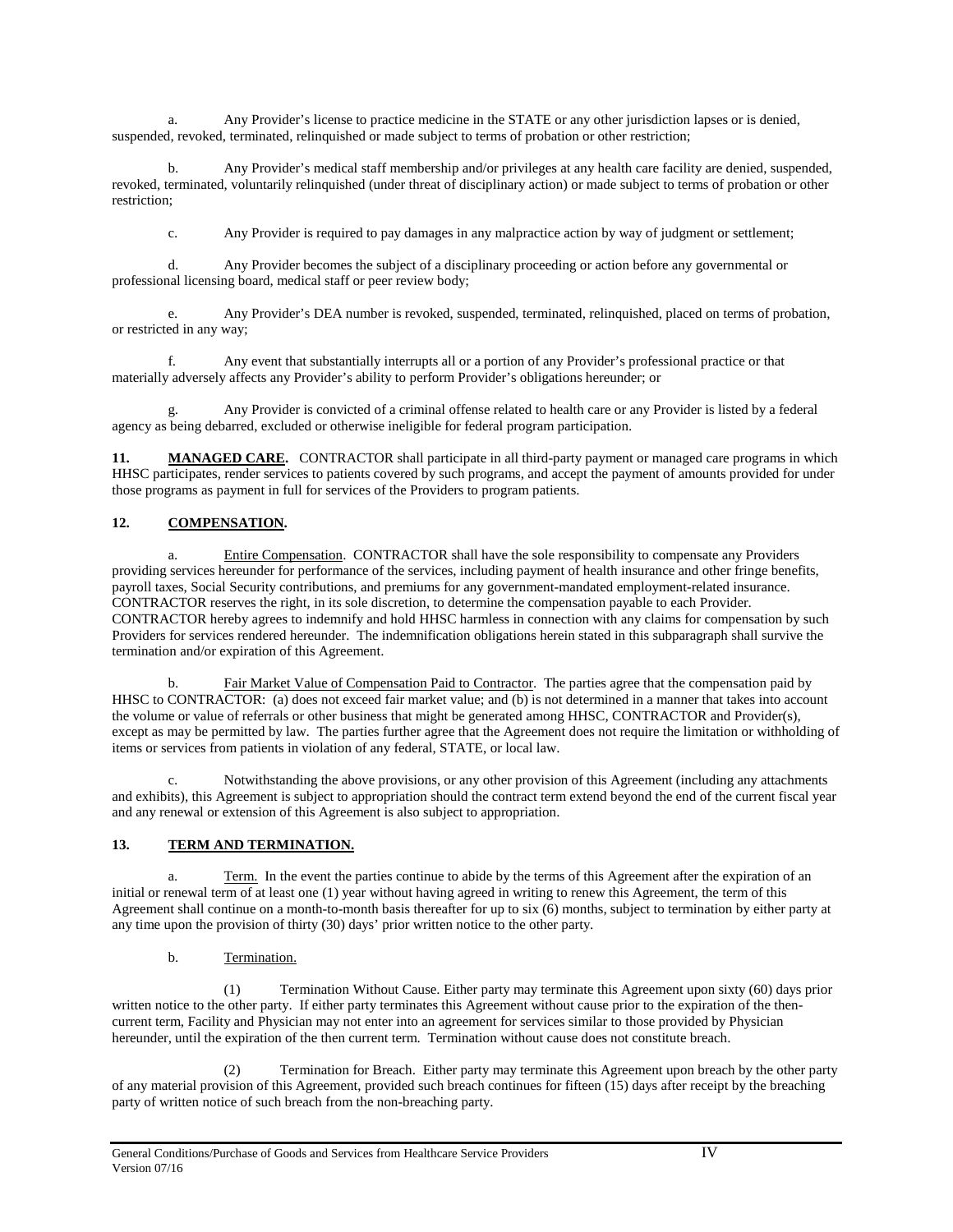a. Any Provider's license to practice medicine in the STATE or any other jurisdiction lapses or is denied, suspended, revoked, terminated, relinquished or made subject to terms of probation or other restriction;

b. Any Provider's medical staff membership and/or privileges at any health care facility are denied, suspended, revoked, terminated, voluntarily relinquished (under threat of disciplinary action) or made subject to terms of probation or other restriction;

c. Any Provider is required to pay damages in any malpractice action by way of judgment or settlement;

d. Any Provider becomes the subject of a disciplinary proceeding or action before any governmental or professional licensing board, medical staff or peer review body;

e. Any Provider's DEA number is revoked, suspended, terminated, relinquished, placed on terms of probation, or restricted in any way;

f. Any event that substantially interrupts all or a portion of any Provider's professional practice or that materially adversely affects any Provider's ability to perform Provider's obligations hereunder; or

g. Any Provider is convicted of a criminal offense related to health care or any Provider is listed by a federal agency as being debarred, excluded or otherwise ineligible for federal program participation.

**11. MANAGED CARE.** CONTRACTOR shall participate in all third-party payment or managed care programs in which HHSC participates, render services to patients covered by such programs, and accept the payment of amounts provided for under those programs as payment in full for services of the Providers to program patients.

**12. COMPENSATION.**

a. Entire Compensation. CONTRACTOR shall have the sole responsibility to compensate any Providers providing services hereunder for performance of the services, including payment of health insurance and other fringe benefits, payroll taxes, Social Security contributions, and premiums for any government-mandated employment-related insurance. CONTRACTOR reserves the right, in its sole discretion, to determine the compensation payable to each Provider. CONTRACTOR hereby agrees to indemnify and hold HHSC harmless in connection with any claims for compensation by such Providers for services rendered hereunder. The indemnification obligations herein stated in this subparagraph shall survive the termination and/or expiration of this Agreement.

b. Fair Market Value of Compensation Paid to Contractor. The parties agree that the compensation paid by HHSC to CONTRACTOR: (a) does not exceed fair market value; and (b) is not determined in a manner that takes into account the volume or value of referrals or other business that might be generated among HHSC, CONTRACTOR and Provider(s), except as may be permitted by law. The parties further agree that the Agreement does not require the limitation or withholding of items or services from patients in violation of any federal, STATE, or local law.

c. Notwithstanding the above provisions, or any other provision of this Agreement (including any attachments and exhibits), this Agreement is subject to appropriation should the contract term extend beyond the end of the current fiscal year and any renewal or extension of this Agreement is also subject to appropriation.

**13. TERM AND TERMINATION.**

a. Term. In the event the parties continue to abide by the terms of this Agreement after the expiration of an initial or renewal term of at least one (1) year without having agreed in writing to renew this Agreement, the term of this Agreement shall continue on a month-to-month basis thereafter for up to six (6) months, subject to termination by either party at any time upon the provision of thirty (30) days' prior written notice to the other party.

b. Termination.

(1) Termination Without Cause. Either party may terminate this Agreement upon sixty (60) days prior written notice to the other party. If either party terminates this Agreement without cause prior to the expiration of the then-current term, Facility and Physician may not enter into an agreement for services similar to those provided by Physician hereunder, until the expiration of the then current term. Termination without cause does not constitute breach.

(2) Termination for Breach. Either party may terminate this Agreement upon breach by the other party of any material provision of this Agreement, provided such breach continues for fifteen (15) days after receipt by the breaching party of written notice of such breach from the non-breaching party.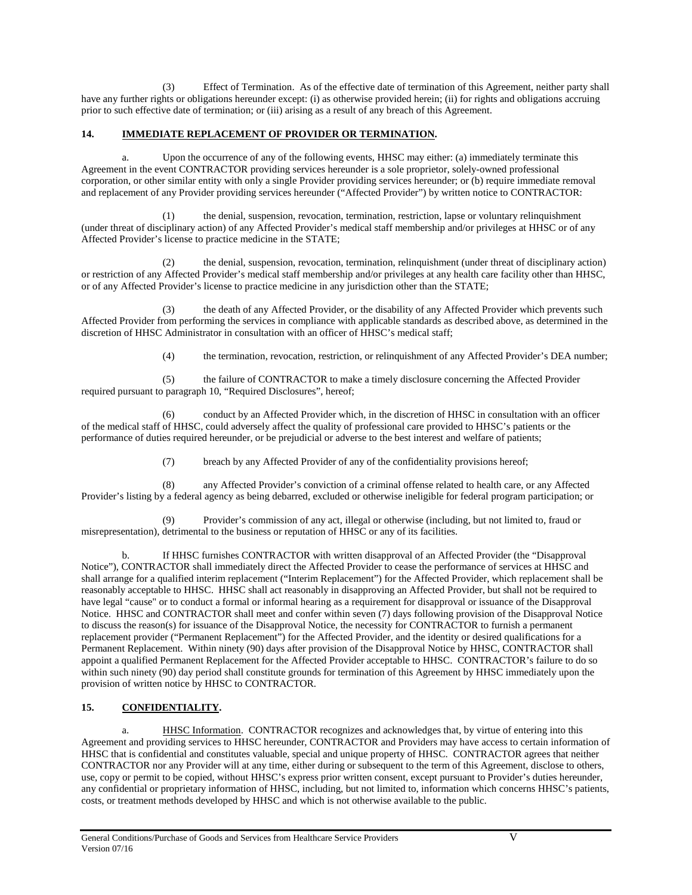(3) Effect of Termination. As of the effective date of termination of this Agreement, neither party shall have any further rights or obligations hereunder except: (i) as otherwise provided herein; (ii) for rights and obligations accruing prior to such effective date of termination; or (iii) arising as a result of any breach of this Agreement.

## 14. IMMEDIATE REPLACEMENT OF PROVIDER OR TERMINATION.

a. Upon the occurrence of any of the following events, HHSC may either: (a) immediately terminate this Agreement in the event CONTRACTOR providing services hereunder is a sole proprietor, solely-owned professional corporation, or other similar entity with only a single Provider providing services hereunder; or (b) require immediate removal and replacement of any Provider providing services hereunder ("Affected Provider") by written notice to CONTRACTOR:

(1) the denial, suspension, revocation, termination, restriction, lapse or voluntary relinquishment (under threat of disciplinary action) of any Affected Provider's medical staff membership and/or privileges at HHSC or of any Affected Provider's license to practice medicine in the STATE;

(2) the denial, suspension, revocation, termination, relinquishment (under threat of disciplinary action) or restriction of any Affected Provider's medical staff membership and/or privileges at any health care facility other than HHSC, or of any Affected Provider's license to practice medicine in any jurisdiction other than the STATE;

(3) the death of any Affected Provider, or the disability of any Affected Provider which prevents such Affected Provider from performing the services in compliance with applicable standards as described above, as determined in the discretion of HHSC Administrator in consultation with an officer of HHSC's medical staff;

(4) the termination, revocation, restriction, or relinquishment of any Affected Provider's DEA number;

(5) the failure of CONTRACTOR to make a timely disclosure concerning the Affected Provider required pursuant to paragraph 10, "Required Disclosures", hereof;

(6) conduct by an Affected Provider which, in the discretion of HHSC in consultation with an officer of the medical staff of HHSC, could adversely affect the quality of professional care provided to HHSC's patients or the performance of duties required hereunder, or be prejudicial or adverse to the best interest and welfare of patients;

(7) breach by any Affected Provider of any of the confidentiality provisions hereof;

(8) any Affected Provider's conviction of a criminal offense related to health care, or any Affected Provider's listing by a federal agency as being debarred, excluded or otherwise ineligible for federal program participation; or

(9) Provider's commission of any act, illegal or otherwise (including, but not limited to, fraud or misrepresentation), detrimental to the business or reputation of HHSC or any of its facilities.

b. If HHSC furnishes CONTRACTOR with written disapproval of an Affected Provider (the "Disapproval Notice"), CONTRACTOR shall immediately direct the Affected Provider to cease the performance of services at HHSC and shall arrange for a qualified interim replacement ("Interim Replacement") for the Affected Provider, which replacement shall be reasonably acceptable to HHSC. HHSC shall act reasonably in disapproving an Affected Provider, but shall not be required to have legal "cause" or to conduct a formal or informal hearing as a requirement for disapproval or issuance of the Disapproval Notice. HHSC and CONTRACTOR shall meet and confer within seven (7) days following provision of the Disapproval Notice to discuss the reason(s) for issuance of the Disapproval Notice, the necessity for CONTRACTOR to furnish a permanent replacement provider ("Permanent Replacement") for the Affected Provider, and the identity or desired qualifications for a Permanent Replacement. Within ninety (90) days after provision of the Disapproval Notice by HHSC, CONTRACTOR shall appoint a qualified Permanent Replacement for the Affected Provider acceptable to HHSC. CONTRACTOR's failure to do so within such ninety (90) day period shall constitute grounds for termination of this Agreement by HHSC immediately upon the provision of written notice by HHSC to CONTRACTOR.

## 15. CONFIDENTIALITY.

a. HHSC Information. CONTRACTOR recognizes and acknowledges that, by virtue of entering into this Agreement and providing services to HHSC hereunder, CONTRACTOR and Providers may have access to certain information of HHSC that is confidential and constitutes valuable, special and unique property of HHSC. CONTRACTOR agrees that neither CONTRACTOR nor any Provider will at any time, either during or subsequent to the term of this Agreement, disclose to others, use, copy or permit to be copied, without HHSC's express prior written consent, except pursuant to Provider's duties hereunder, any confidential or proprietary information of HHSC, including, but not limited to, information which concerns HHSC's patients, costs, or treatment methods developed by HHSC and which is not otherwise available to the public.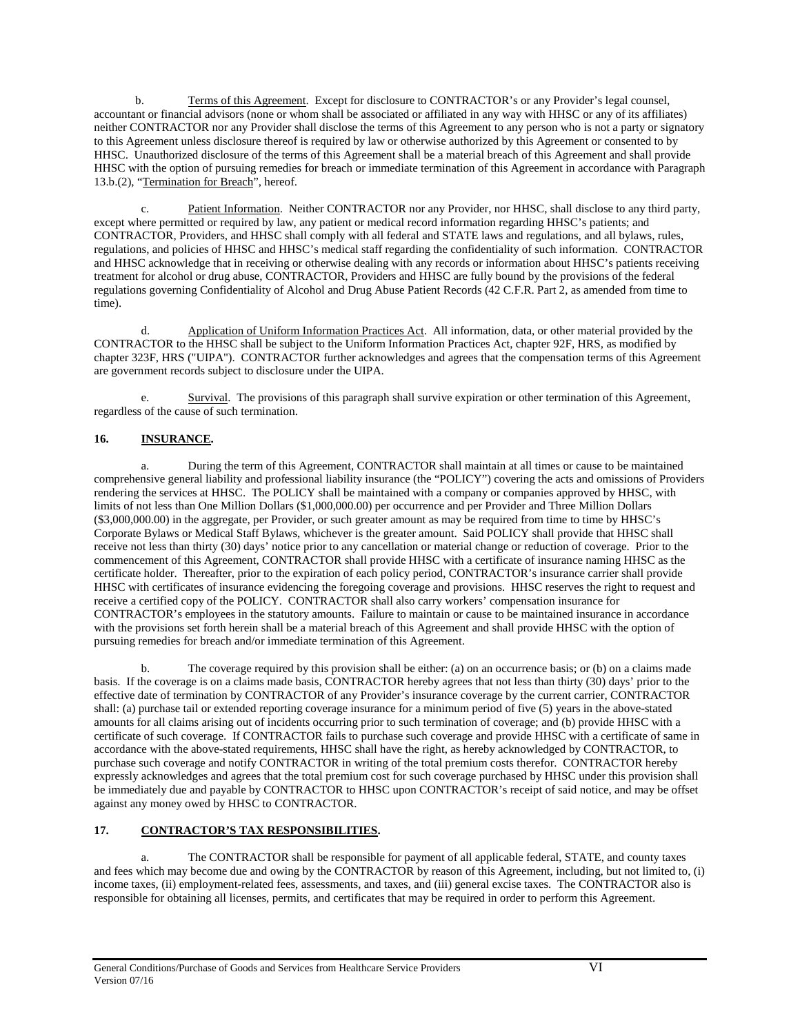b. Terms of this Agreement. Except for disclosure to CONTRACTOR's or any Provider's legal counsel, accountant or financial advisors (none or whom shall be associated or affiliated in any way with HHSC or any of its affiliates) neither CONTRACTOR nor any Provider shall disclose the terms of this Agreement to any person who is not a party or signatory to this Agreement unless disclosure thereof is required by law or otherwise authorized by this Agreement or consented to by HHSC. Unauthorized disclosure of the terms of this Agreement shall be a material breach of this Agreement and shall provide HHSC with the option of pursuing remedies for breach or immediate termination of this Agreement in accordance with Paragraph 13.b.(2), "Termination for Breach", hereof.

c. Patient Information. Neither CONTRACTOR nor any Provider, nor HHSC, shall disclose to any third party, except where permitted or required by law, any patient or medical record information regarding HHSC's patients; and CONTRACTOR, Providers, and HHSC shall comply with all federal and STATE laws and regulations, and all bylaws, rules, regulations, and policies of HHSC and HHSC's medical staff regarding the confidentiality of such information. CONTRACTOR and HHSC acknowledge that in receiving or otherwise dealing with any records or information about HHSC's patients receiving treatment for alcohol or drug abuse, CONTRACTOR, Providers and HHSC are fully bound by the provisions of the federal regulations governing Confidentiality of Alcohol and Drug Abuse Patient Records (42 C.F.R. Part 2, as amended from time to time).

d. Application of Uniform Information Practices Act. All information, data, or other material provided by the CONTRACTOR to the HHSC shall be subject to the Uniform Information Practices Act, chapter 92F, HRS, as modified by chapter 323F, HRS ("UIPA"). CONTRACTOR further acknowledges and agrees that the compensation terms of this Agreement are government records subject to disclosure under the UIPA.

e. Survival. The provisions of this paragraph shall survive expiration or other termination of this Agreement, regardless of the cause of such termination.

## 16. INSURANCE.

a. During the term of this Agreement, CONTRACTOR shall maintain at all times or cause to be maintained comprehensive general liability and professional liability insurance (the "POLICY") covering the acts and omissions of Providers rendering the services at HHSC. The POLICY shall be maintained with a company or companies approved by HHSC, with limits of not less than One Million Dollars ($1,000,000.00) per occurrence and per Provider and Three Million Dollars ($3,000,000.00) in the aggregate, per Provider, or such greater amount as may be required from time to time by HHSC's Corporate Bylaws or Medical Staff Bylaws, whichever is the greater amount. Said POLICY shall provide that HHSC shall receive not less than thirty (30) days' notice prior to any cancellation or material change or reduction of coverage. Prior to the commencement of this Agreement, CONTRACTOR shall provide HHSC with a certificate of insurance naming HHSC as the certificate holder. Thereafter, prior to the expiration of each policy period, CONTRACTOR's insurance carrier shall provide HHSC with certificates of insurance evidencing the foregoing coverage and provisions. HHSC reserves the right to request and receive a certified copy of the POLICY. CONTRACTOR shall also carry workers' compensation insurance for CONTRACTOR's employees in the statutory amounts. Failure to maintain or cause to be maintained insurance in accordance with the provisions set forth herein shall be a material breach of this Agreement and shall provide HHSC with the option of pursuing remedies for breach and/or immediate termination of this Agreement.

b. The coverage required by this provision shall be either: (a) on an occurrence basis; or (b) on a claims made basis. If the coverage is on a claims made basis, CONTRACTOR hereby agrees that not less than thirty (30) days' prior to the effective date of termination by CONTRACTOR of any Provider's insurance coverage by the current carrier, CONTRACTOR shall: (a) purchase tail or extended reporting coverage insurance for a minimum period of five (5) years in the above-stated amounts for all claims arising out of incidents occurring prior to such termination of coverage; and (b) provide HHSC with a certificate of such coverage. If CONTRACTOR fails to purchase such coverage and provide HHSC with a certificate of same in accordance with the above-stated requirements, HHSC shall have the right, as hereby acknowledged by CONTRACTOR, to purchase such coverage and notify CONTRACTOR in writing of the total premium costs therefor. CONTRACTOR hereby expressly acknowledges and agrees that the total premium cost for such coverage purchased by HHSC under this provision shall be immediately due and payable by CONTRACTOR to HHSC upon CONTRACTOR's receipt of said notice, and may be offset against any money owed by HHSC to CONTRACTOR.

## 17. CONTRACTOR'S TAX RESPONSIBILITIES.

a. The CONTRACTOR shall be responsible for payment of all applicable federal, STATE, and county taxes and fees which may become due and owing by the CONTRACTOR by reason of this Agreement, including, but not limited to, (i) income taxes, (ii) employment-related fees, assessments, and taxes, and (iii) general excise taxes. The CONTRACTOR also is responsible for obtaining all licenses, permits, and certificates that may be required in order to perform this Agreement.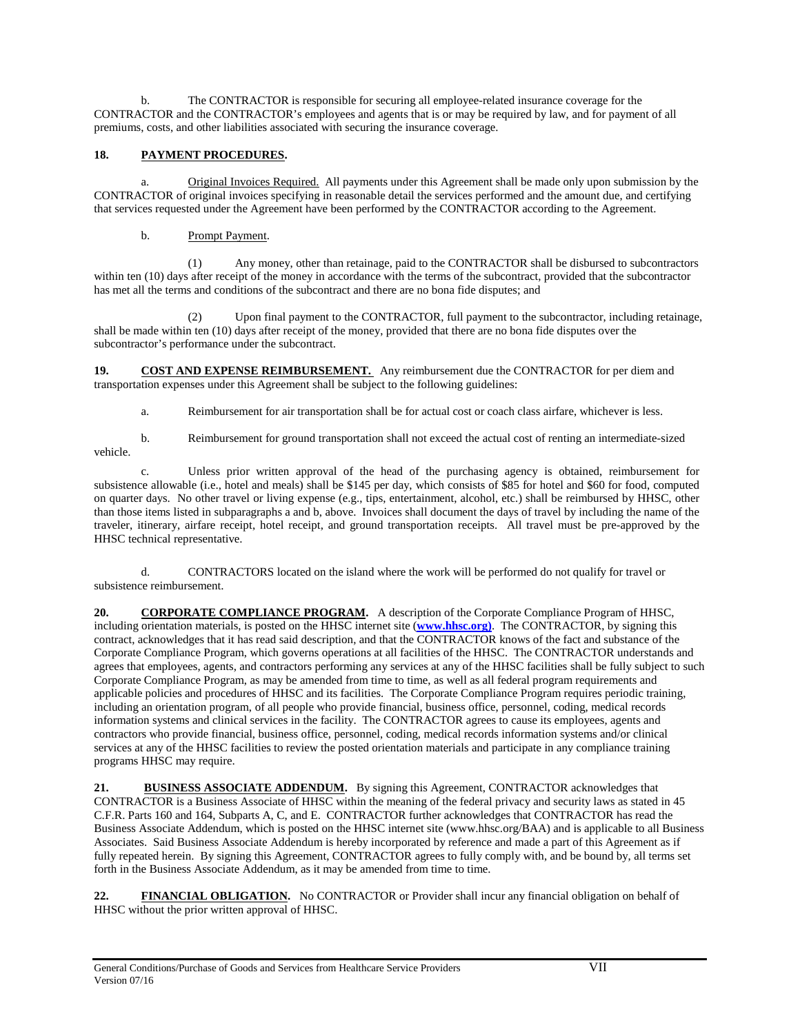b. The CONTRACTOR is responsible for securing all employee-related insurance coverage for the CONTRACTOR and the CONTRACTOR's employees and agents that is or may be required by law, and for payment of all premiums, costs, and other liabilities associated with securing the insurance coverage.

**18. PAYMENT PROCEDURES.**

a. Original Invoices Required. All payments under this Agreement shall be made only upon submission by the CONTRACTOR of original invoices specifying in reasonable detail the services performed and the amount due, and certifying that services requested under the Agreement have been performed by the CONTRACTOR according to the Agreement.

b. Prompt Payment.

(1) Any money, other than retainage, paid to the CONTRACTOR shall be disbursed to subcontractors within ten (10) days after receipt of the money in accordance with the terms of the subcontract, provided that the subcontractor has met all the terms and conditions of the subcontract and there are no bona fide disputes; and

(2) Upon final payment to the CONTRACTOR, full payment to the subcontractor, including retainage, shall be made within ten (10) days after receipt of the money, provided that there are no bona fide disputes over the subcontractor's performance under the subcontract.

**19. COST AND EXPENSE REIMBURSEMENT.** Any reimbursement due the CONTRACTOR for per diem and transportation expenses under this Agreement shall be subject to the following guidelines:

a. Reimbursement for air transportation shall be for actual cost or coach class airfare, whichever is less.

b. Reimbursement for ground transportation shall not exceed the actual cost of renting an intermediate-sized vehicle.

c. Unless prior written approval of the head of the purchasing agency is obtained, reimbursement for subsistence allowable (i.e., hotel and meals) shall be $145 per day, which consists of $85 for hotel and $60 for food, computed on quarter days. No other travel or living expense (e.g., tips, entertainment, alcohol, etc.) shall be reimbursed by HHSC, other than those items listed in subparagraphs a and b, above. Invoices shall document the days of travel by including the name of the traveler, itinerary, airfare receipt, hotel receipt, and ground transportation receipts. All travel must be pre-approved by the HHSC technical representative.

d. CONTRACTORS located on the island where the work will be performed do not qualify for travel or subsistence reimbursement.

**20. CORPORATE COMPLIANCE PROGRAM.** A description of the Corporate Compliance Program of HHSC, including orientation materials, is posted on the HHSC internet site (**www.hhsc.org)**. The CONTRACTOR, by signing this contract, acknowledges that it has read said description, and that the CONTRACTOR knows of the fact and substance of the Corporate Compliance Program, which governs operations at all facilities of the HHSC. The CONTRACTOR understands and agrees that employees, agents, and contractors performing any services at any of the HHSC facilities shall be fully subject to such Corporate Compliance Program, as may be amended from time to time, as well as all federal program requirements and applicable policies and procedures of HHSC and its facilities. The Corporate Compliance Program requires periodic training, including an orientation program, of all people who provide financial, business office, personnel, coding, medical records information systems and clinical services in the facility. The CONTRACTOR agrees to cause its employees, agents and contractors who provide financial, business office, personnel, coding, medical records information systems and/or clinical services at any of the HHSC facilities to review the posted orientation materials and participate in any compliance training programs HHSC may require.

**21. BUSINESS ASSOCIATE ADDENDUM.** By signing this Agreement, CONTRACTOR acknowledges that CONTRACTOR is a Business Associate of HHSC within the meaning of the federal privacy and security laws as stated in 45 C.F.R. Parts 160 and 164, Subparts A, C, and E. CONTRACTOR further acknowledges that CONTRACTOR has read the Business Associate Addendum, which is posted on the HHSC internet site (www.hhsc.org/BAA) and is applicable to all Business Associates. Said Business Associate Addendum is hereby incorporated by reference and made a part of this Agreement as if fully repeated herein. By signing this Agreement, CONTRACTOR agrees to fully comply with, and be bound by, all terms set forth in the Business Associate Addendum, as it may be amended from time to time.

**22. FINANCIAL OBLIGATION.** No CONTRACTOR or Provider shall incur any financial obligation on behalf of HHSC without the prior written approval of HHSC.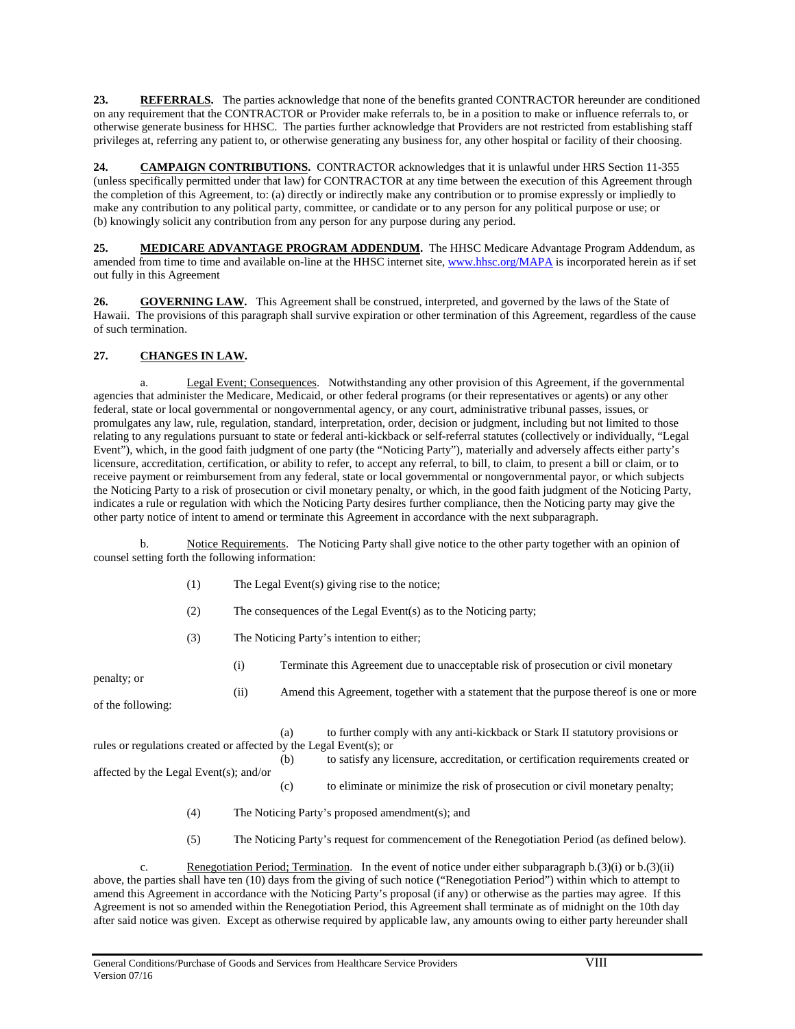**23. REFERRALS.** The parties acknowledge that none of the benefits granted CONTRACTOR hereunder are conditioned on any requirement that the CONTRACTOR or Provider make referrals to, be in a position to make or influence referrals to, or otherwise generate business for HHSC. The parties further acknowledge that Providers are not restricted from establishing staff privileges at, referring any patient to, or otherwise generating any business for, any other hospital or facility of their choosing.

**24. CAMPAIGN CONTRIBUTIONS.** CONTRACTOR acknowledges that it is unlawful under HRS Section 11-355 (unless specifically permitted under that law) for CONTRACTOR at any time between the execution of this Agreement through the completion of this Agreement, to: (a) directly or indirectly make any contribution or to promise expressly or impliedly to make any contribution to any political party, committee, or candidate or to any person for any political purpose or use; or (b) knowingly solicit any contribution from any person for any purpose during any period.

**25. MEDICARE ADVANTAGE PROGRAM ADDENDUM.** The HHSC Medicare Advantage Program Addendum, as amended from time to time and available on-line at the HHSC internet site, www.hhsc.org/MAPA is incorporated herein as if set out fully in this Agreement

**26. GOVERNING LAW.** This Agreement shall be construed, interpreted, and governed by the laws of the State of Hawaii. The provisions of this paragraph shall survive expiration or other termination of this Agreement, regardless of the cause of such termination.

**27. CHANGES IN LAW.**

a. Legal Event; Consequences. Notwithstanding any other provision of this Agreement, if the governmental agencies that administer the Medicare, Medicaid, or other federal programs (or their representatives or agents) or any other federal, state or local governmental or nongovernmental agency, or any court, administrative tribunal passes, issues, or promulgates any law, rule, regulation, standard, interpretation, order, decision or judgment, including but not limited to those relating to any regulations pursuant to state or federal anti-kickback or self-referral statutes (collectively or individually, "Legal Event"), which, in the good faith judgment of one party (the "Noticing Party"), materially and adversely affects either party's licensure, accreditation, certification, or ability to refer, to accept any referral, to bill, to claim, to present a bill or claim, or to receive payment or reimbursement from any federal, state or local governmental or nongovernmental payor, or which subjects the Noticing Party to a risk of prosecution or civil monetary penalty, or which, in the good faith judgment of the Noticing Party, indicates a rule or regulation with which the Noticing Party desires further compliance, then the Noticing party may give the other party notice of intent to amend or terminate this Agreement in accordance with the next subparagraph.

b. Notice Requirements. The Noticing Party shall give notice to the other party together with an opinion of counsel setting forth the following information:

(1) The Legal Event(s) giving rise to the notice;

(2) The consequences of the Legal Event(s) as to the Noticing party;

(3) The Noticing Party's intention to either;

(i) Terminate this Agreement due to unacceptable risk of prosecution or civil monetary penalty; or

(ii) Amend this Agreement, together with a statement that the purpose thereof is one or more of the following:

(a) to further comply with any anti-kickback or Stark II statutory provisions or rules or regulations created or affected by the Legal Event(s); or

(b) to satisfy any licensure, accreditation, or certification requirements created or affected by the Legal Event(s); and/or

(c) to eliminate or minimize the risk of prosecution or civil monetary penalty;

(4) The Noticing Party's proposed amendment(s); and

(5) The Noticing Party's request for commencement of the Renegotiation Period (as defined below).

c. Renegotiation Period; Termination. In the event of notice under either subparagraph b.(3)(i) or b.(3)(ii) above, the parties shall have ten (10) days from the giving of such notice ("Renegotiation Period") within which to attempt to amend this Agreement in accordance with the Noticing Party's proposal (if any) or otherwise as the parties may agree. If this Agreement is not so amended within the Renegotiation Period, this Agreement shall terminate as of midnight on the 10th day after said notice was given. Except as otherwise required by applicable law, any amounts owing to either party hereunder shall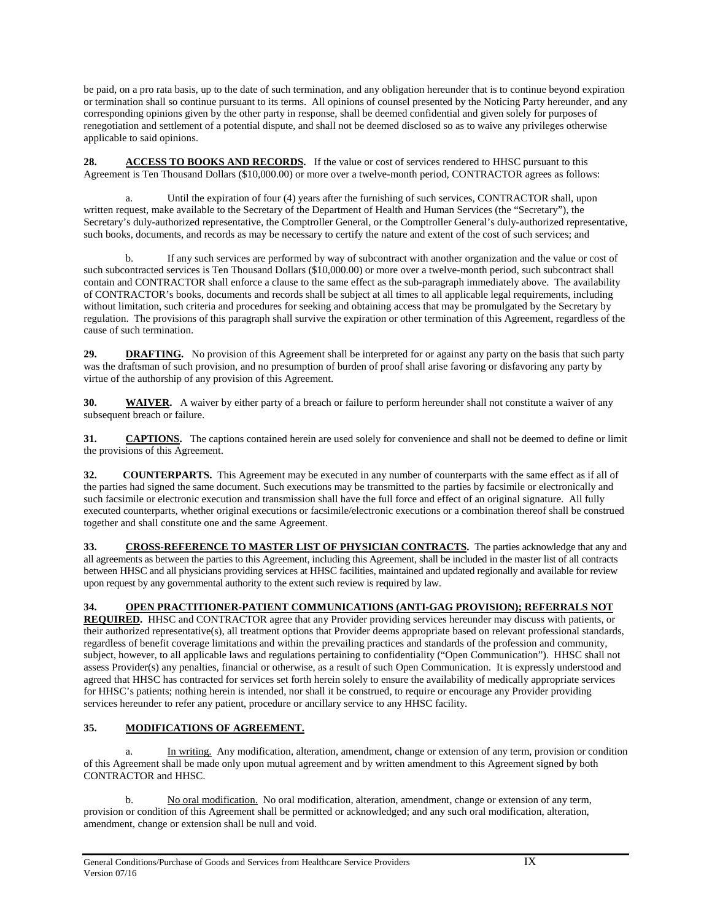be paid, on a pro rata basis, up to the date of such termination, and any obligation hereunder that is to continue beyond expiration or termination shall so continue pursuant to its terms. All opinions of counsel presented by the Noticing Party hereunder, and any corresponding opinions given by the other party in response, shall be deemed confidential and given solely for purposes of renegotiation and settlement of a potential dispute, and shall not be deemed disclosed so as to waive any privileges otherwise applicable to said opinions.

**28. ACCESS TO BOOKS AND RECORDS.** If the value or cost of services rendered to HHSC pursuant to this Agreement is Ten Thousand Dollars ($10,000.00) or more over a twelve-month period, CONTRACTOR agrees as follows:

a. Until the expiration of four (4) years after the furnishing of such services, CONTRACTOR shall, upon written request, make available to the Secretary of the Department of Health and Human Services (the "Secretary"), the Secretary's duly-authorized representative, the Comptroller General, or the Comptroller General's duly-authorized representative, such books, documents, and records as may be necessary to certify the nature and extent of the cost of such services; and

b. If any such services are performed by way of subcontract with another organization and the value or cost of such subcontracted services is Ten Thousand Dollars ($10,000.00) or more over a twelve-month period, such subcontract shall contain and CONTRACTOR shall enforce a clause to the same effect as the sub-paragraph immediately above. The availability of CONTRACTOR's books, documents and records shall be subject at all times to all applicable legal requirements, including without limitation, such criteria and procedures for seeking and obtaining access that may be promulgated by the Secretary by regulation. The provisions of this paragraph shall survive the expiration or other termination of this Agreement, regardless of the cause of such termination.

**29. DRAFTING.** No provision of this Agreement shall be interpreted for or against any party on the basis that such party was the draftsman of such provision, and no presumption of burden of proof shall arise favoring or disfavoring any party by virtue of the authorship of any provision of this Agreement.

**30. WAIVER.** A waiver by either party of a breach or failure to perform hereunder shall not constitute a waiver of any subsequent breach or failure.

**31. CAPTIONS.** The captions contained herein are used solely for convenience and shall not be deemed to define or limit the provisions of this Agreement.

**32. COUNTERPARTS.** This Agreement may be executed in any number of counterparts with the same effect as if all of the parties had signed the same document. Such executions may be transmitted to the parties by facsimile or electronically and such facsimile or electronic execution and transmission shall have the full force and effect of an original signature. All fully executed counterparts, whether original executions or facsimile/electronic executions or a combination thereof shall be construed together and shall constitute one and the same Agreement.

**33. CROSS-REFERENCE TO MASTER LIST OF PHYSICIAN CONTRACTS.** The parties acknowledge that any and all agreements as between the parties to this Agreement, including this Agreement, shall be included in the master list of all contracts between HHSC and all physicians providing services at HHSC facilities, maintained and updated regionally and available for review upon request by any governmental authority to the extent such review is required by law.

**34. OPEN PRACTITIONER-PATIENT COMMUNICATIONS (ANTI-GAG PROVISION); REFERRALS NOT REQUIRED.** HHSC and CONTRACTOR agree that any Provider providing services hereunder may discuss with patients, or their authorized representative(s), all treatment options that Provider deems appropriate based on relevant professional standards, regardless of benefit coverage limitations and within the prevailing practices and standards of the profession and community, subject, however, to all applicable laws and regulations pertaining to confidentiality ("Open Communication"). HHSC shall not assess Provider(s) any penalties, financial or otherwise, as a result of such Open Communication. It is expressly understood and agreed that HHSC has contracted for services set forth herein solely to ensure the availability of medically appropriate services for HHSC's patients; nothing herein is intended, nor shall it be construed, to require or encourage any Provider providing services hereunder to refer any patient, procedure or ancillary service to any HHSC facility.

**35. MODIFICATIONS OF AGREEMENT.**

a. In writing. Any modification, alteration, amendment, change or extension of any term, provision or condition of this Agreement shall be made only upon mutual agreement and by written amendment to this Agreement signed by both CONTRACTOR and HHSC.

b. No oral modification. No oral modification, alteration, amendment, change or extension of any term, provision or condition of this Agreement shall be permitted or acknowledged; and any such oral modification, alteration, amendment, change or extension shall be null and void.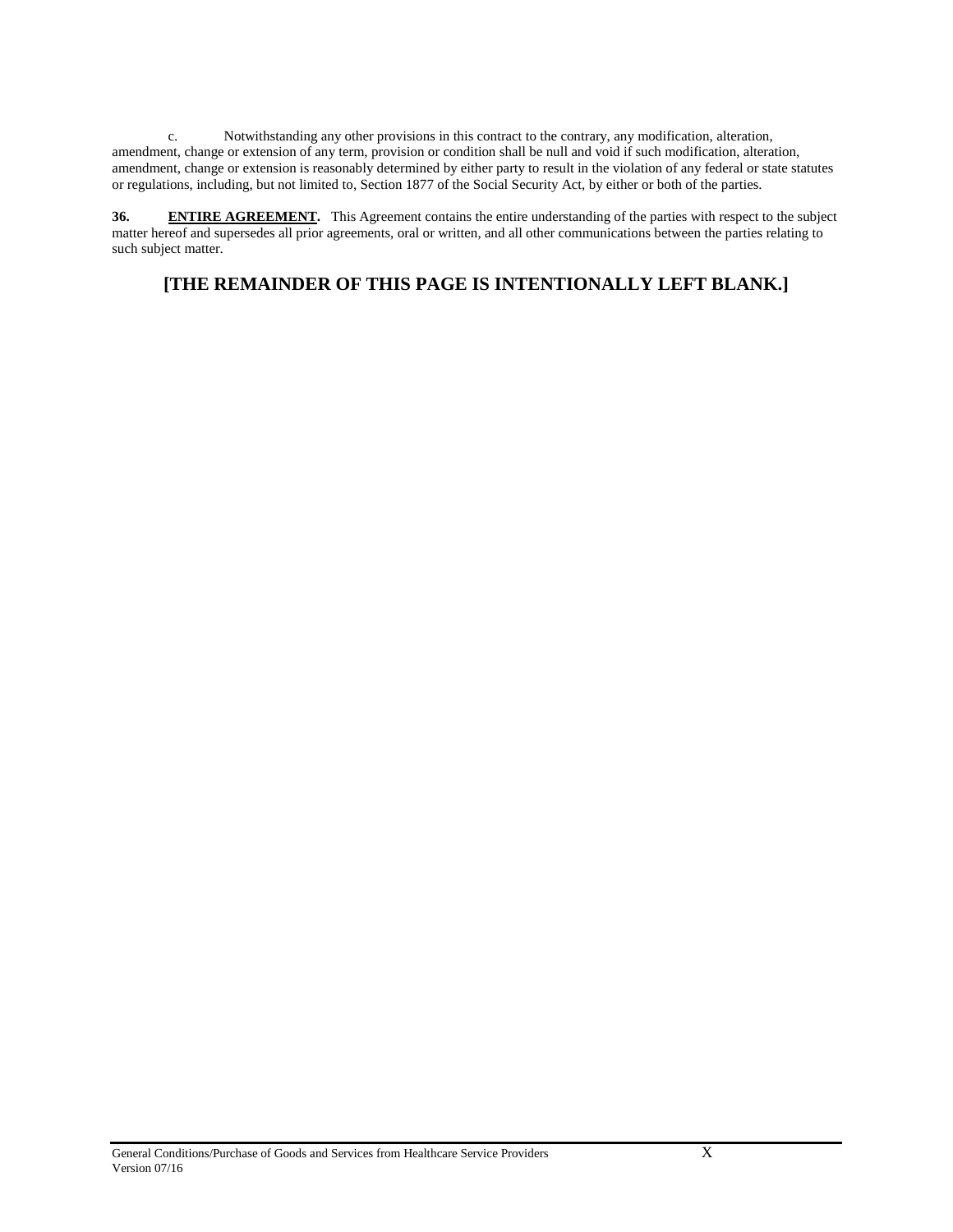c. Notwithstanding any other provisions in this contract to the contrary, any modification, alteration, amendment, change or extension of any term, provision or condition shall be null and void if such modification, alteration, amendment, change or extension is reasonably determined by either party to result in the violation of any federal or state statutes or regulations, including, but not limited to, Section 1877 of the Social Security Act, by either or both of the parties.

**36. ENTIRE AGREEMENT.** This Agreement contains the entire understanding of the parties with respect to the subject matter hereof and supersedes all prior agreements, oral or written, and all other communications between the parties relating to such subject matter.

**[THE REMAINDER OF THIS PAGE IS INTENTIONALLY LEFT BLANK.]**